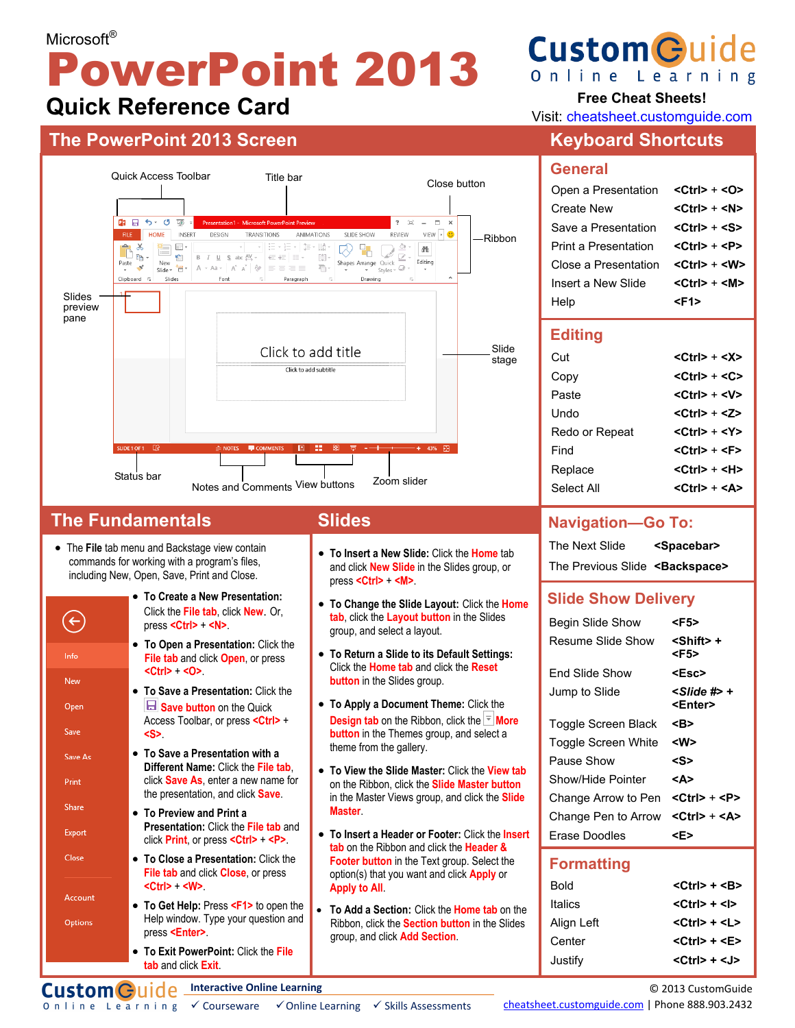Microsoft®

# PowerPoint 2013

## Quick Reference Card

CustomGuide Online Learning

**Free Cheat Sheets!**

Visit: cheatsheet.customguide.com

## The PowerPoint 2013 Screen

Quick Access Toolbar, Title bar, Close button, Ribbon, Slides preview pane, Slide stage, Status bar, Notes and Comments, View buttons, Zoom slider

## Keyboard Shortcuts

### General

| | |
|---|---|
| Open a Presentation | <Ctrl> + <O> |
| Create New | <Ctrl> + <N> |
| Save a Presentation | <Ctrl> + <S> |
| Print a Presentation | <Ctrl> + <P> |
| Close a Presentation | <Ctrl> + <W> |
| Insert a New Slide | <Ctrl> + <M> |
| Help | <F1> |

### Editing

| | |
|---|---|
| Cut | <Ctrl> + <X> |
| Copy | <Ctrl> + <C> |
| Paste | <Ctrl> + <V> |
| Undo | <Ctrl> + <Z> |
| Redo or Repeat | <Ctrl> + <Y> |
| Find | <Ctrl> + <F> |
| Replace | <Ctrl> + <H> |
| Select All | <Ctrl> + <A> |

### Navigation—Go To:

| | |
|---|---|
| The Next Slide | <Spacebar> |
| The Previous Slide | <Backspace> |

### Slide Show Delivery

| | |
|---|---|
| Begin Slide Show | <F5> |
| Resume Slide Show | <Shift> + <F5> |
| End Slide Show | <Esc> |
| Jump to Slide | <Slide #> + <Enter> |
| Toggle Screen Black | <B> |
| Toggle Screen White | <W> |
| Pause Show | <S> |
| Show/Hide Pointer | <A> |
| Change Arrow to Pen | <Ctrl> + <P> |
| Change Pen to Arrow | <Ctrl> + <A> |
| Erase Doodles | <E> |

### Formatting

| | |
|---|---|
| Bold | <Ctrl> + <B> |
| Italics | <Ctrl> + <I> |
| Align Left | <Ctrl> + <L> |
| Center | <Ctrl> + <E> |
| Justify | <Ctrl> + <J> |

## The Fundamentals

- The **File** tab menu and Backstage view contain commands for working with a program's files, including New, Open, Save, Print and Close.

(File tab menu: Info, New, Open, Save, Save As, Print, Share, Export, Close, Account, Options)

- **To Create a New Presentation:** Click the File tab, click New. Or, press <Ctrl> + <N>.
- **To Open a Presentation:** Click the File tab and click Open, or press <Ctrl> + <O>.
- **To Save a Presentation:** Click the Save button on the Quick Access Toolbar, or press <Ctrl> + <S>.
- **To Save a Presentation with a Different Name:** Click the File tab, click Save As, enter a new name for the presentation, and click Save.
- **To Preview and Print a Presentation:** Click the File tab and click Print, or press <Ctrl> + <P>.
- **To Close a Presentation:** Click the File tab and click Close, or press <Ctrl> + <W>.
- **To Get Help:** Press <F1> to open the Help window. Type your question and press <Enter>.
- **To Exit PowerPoint:** Click the File tab and click Exit.

## Slides

- **To Insert a New Slide:** Click the Home tab and click New Slide in the Slides group, or press <Ctrl> + <M>.
- **To Change the Slide Layout:** Click the Home tab, click the Layout button in the Slides group, and select a layout.
- **To Return a Slide to its Default Settings:** Click the Home tab and click the Reset button in the Slides group.
- **To Apply a Document Theme:** Click the Design tab on the Ribbon, click the More button in the Themes group, and select a theme from the gallery.
- **To View the Slide Master:** Click the View tab on the Ribbon, click the Slide Master button in the Master Views group, and click the Slide Master.
- **To Insert a Header or Footer:** Click the Insert tab on the Ribbon and click the Header & Footer button in the Text group. Select the option(s) that you want and click Apply or Apply to All.
- **To Add a Section:** Click the Home tab on the Ribbon, click the Section button in the Slides group, and click Add Section.

CustomGuide Online Learning — Interactive Online Learning ✓ Courseware ✓ Online Learning ✓ Skills Assessments

© 2013 CustomGuide

cheatsheet.customguide.com | Phone 888.903.2432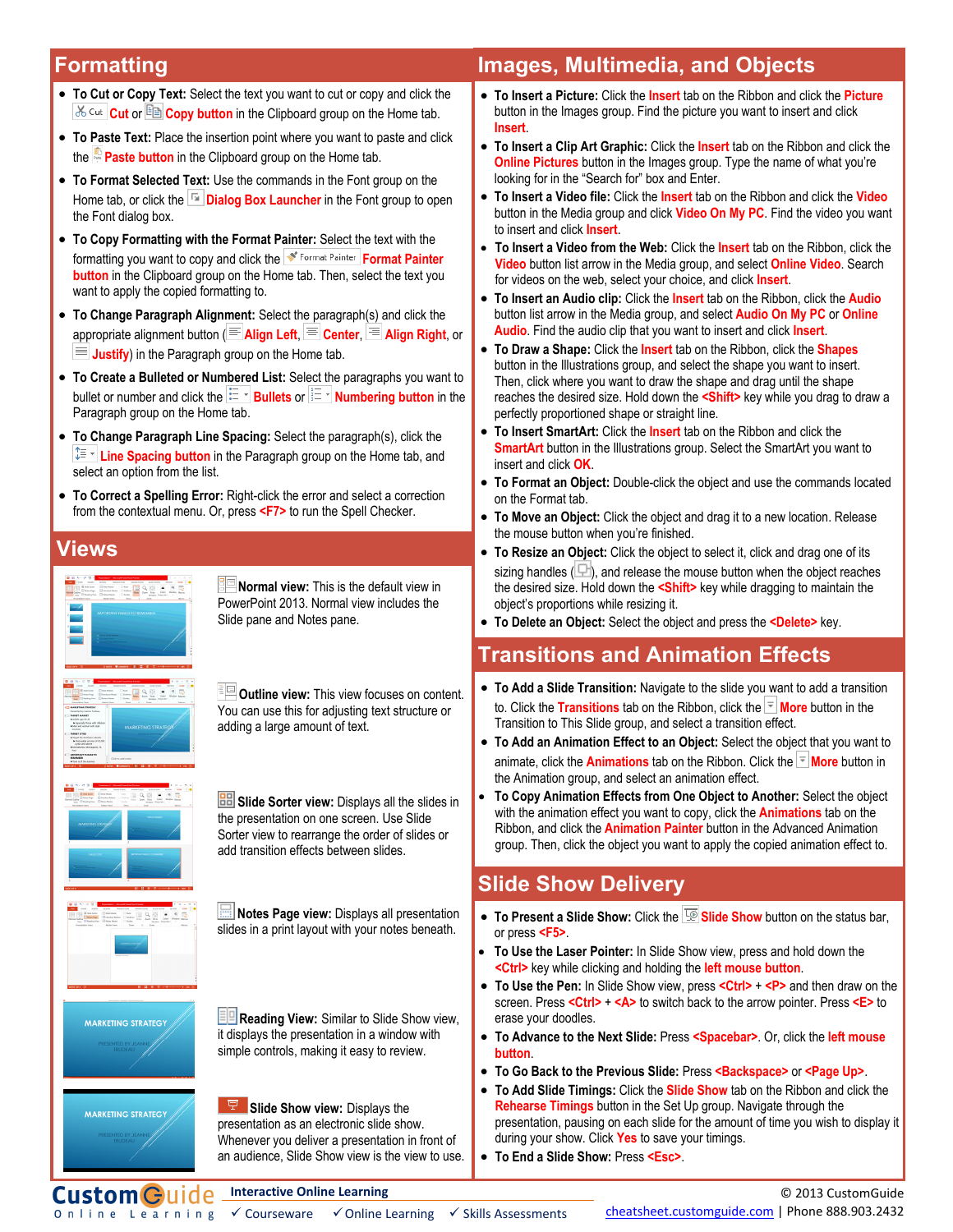## Formatting

- **To Cut or Copy Text:** Select the text you want to cut or copy and click the Cut or Copy button in the Clipboard group on the Home tab.
- **To Paste Text:** Place the insertion point where you want to paste and click the Paste button in the Clipboard group on the Home tab.
- **To Format Selected Text:** Use the commands in the Font group on the Home tab, or click the Dialog Box Launcher in the Font group to open the Font dialog box.
- **To Copy Formatting with the Format Painter:** Select the text with the formatting you want to copy and click the Format Painter button in the Clipboard group on the Home tab. Then, select the text you want to apply the copied formatting to.
- **To Change Paragraph Alignment:** Select the paragraph(s) and click the appropriate alignment button (Align Left, Center, Align Right, or Justify) in the Paragraph group on the Home tab.
- **To Create a Bulleted or Numbered List:** Select the paragraphs you want to bullet or number and click the Bullets or Numbering button in the Paragraph group on the Home tab.
- **To Change Paragraph Line Spacing:** Select the paragraph(s), click the Line Spacing button in the Paragraph group on the Home tab, and select an option from the list.
- **To Correct a Spelling Error:** Right-click the error and select a correction from the contextual menu. Or, press <F7> to run the Spell Checker.

## Views

**Normal view:** This is the default view in PowerPoint 2013. Normal view includes the Slide pane and Notes pane.

**Outline view:** This view focuses on content. You can use this for adjusting text structure or adding a large amount of text.

**Slide Sorter view:** Displays all the slides in the presentation on one screen. Use Slide Sorter view to rearrange the order of slides or add transition effects between slides.

**Notes Page view:** Displays all presentation slides in a print layout with your notes beneath.

**Reading View:** Similar to Slide Show view, it displays the presentation in a window with simple controls, making it easy to review.

**Slide Show view:** Displays the presentation as an electronic slide show. Whenever you deliver a presentation in front of an audience, Slide Show view is the view to use.

## Images, Multimedia, and Objects

- **To Insert a Picture:** Click the Insert tab on the Ribbon and click the Picture button in the Images group. Find the picture you want to insert and click Insert.
- **To Insert a Clip Art Graphic:** Click the Insert tab on the Ribbon and click the Online Pictures button in the Images group. Type the name of what you're looking for in the "Search for" box and Enter.
- **To Insert a Video file:** Click the Insert tab on the Ribbon and click the Video button in the Media group and click Video On My PC. Find the video you want to insert and click Insert.
- **To Insert a Video from the Web:** Click the Insert tab on the Ribbon, click the Video button list arrow in the Media group, and select Online Video. Search for videos on the web, select your choice, and click Insert.
- **To Insert an Audio clip:** Click the Insert tab on the Ribbon, click the Audio button list arrow in the Media group, and select Audio On My PC or Online Audio. Find the audio clip that you want to insert and click Insert.
- **To Draw a Shape:** Click the Insert tab on the Ribbon, click the Shapes button in the Illustrations group, and select the shape you want to insert. Then, click where you want to draw the shape and drag until the shape reaches the desired size. Hold down the <Shift> key while you drag to draw a perfectly proportioned shape or straight line.
- **To Insert SmartArt:** Click the Insert tab on the Ribbon and click the SmartArt button in the Illustrations group. Select the SmartArt you want to insert and click OK.
- **To Format an Object:** Double-click the object and use the commands located on the Format tab.
- **To Move an Object:** Click the object and drag it to a new location. Release the mouse button when you're finished.
- **To Resize an Object:** Click the object to select it, click and drag one of its sizing handles, and release the mouse button when the object reaches the desired size. Hold down the <Shift> key while dragging to maintain the object's proportions while resizing it.
- **To Delete an Object:** Select the object and press the <Delete> key.

## Transitions and Animation Effects

- **To Add a Slide Transition:** Navigate to the slide you want to add a transition to. Click the Transitions tab on the Ribbon, click the More button in the Transition to This Slide group, and select a transition effect.
- **To Add an Animation Effect to an Object:** Select the object that you want to animate, click the Animations tab on the Ribbon. Click the More button in the Animation group, and select an animation effect.
- **To Copy Animation Effects from One Object to Another:** Select the object with the animation effect you want to copy, click the Animations tab on the Ribbon, and click the Animation Painter button in the Advanced Animation group. Then, click the object you want to apply the copied animation effect to.

## Slide Show Delivery

- **To Present a Slide Show:** Click the Slide Show button on the status bar, or press <F5>.
- **To Use the Laser Pointer:** In Slide Show view, press and hold down the <Ctrl> key while clicking and holding the left mouse button.
- **To Use the Pen:** In Slide Show view, press <Ctrl> + <P> and then draw on the screen. Press <Ctrl> + <A> to switch back to the arrow pointer. Press <E> to erase your doodles.
- **To Advance to the Next Slide:** Press <Spacebar>. Or, click the left mouse button.
- **To Go Back to the Previous Slide:** Press <Backspace> or <Page Up>.
- **To Add Slide Timings:** Click the Slide Show tab on the Ribbon and click the Rehearse Timings button in the Set Up group. Navigate through the presentation, pausing on each slide for the amount of time you wish to display it during your show. Click Yes to save your timings.
- **To End a Slide Show:** Press <Esc>.

CustomGuide Online Learning — Interactive Online Learning ✓ Courseware ✓ Online Learning ✓ Skills Assessments

© 2013 CustomGuide
cheatsheet.customguide.com | Phone 888.903.2432